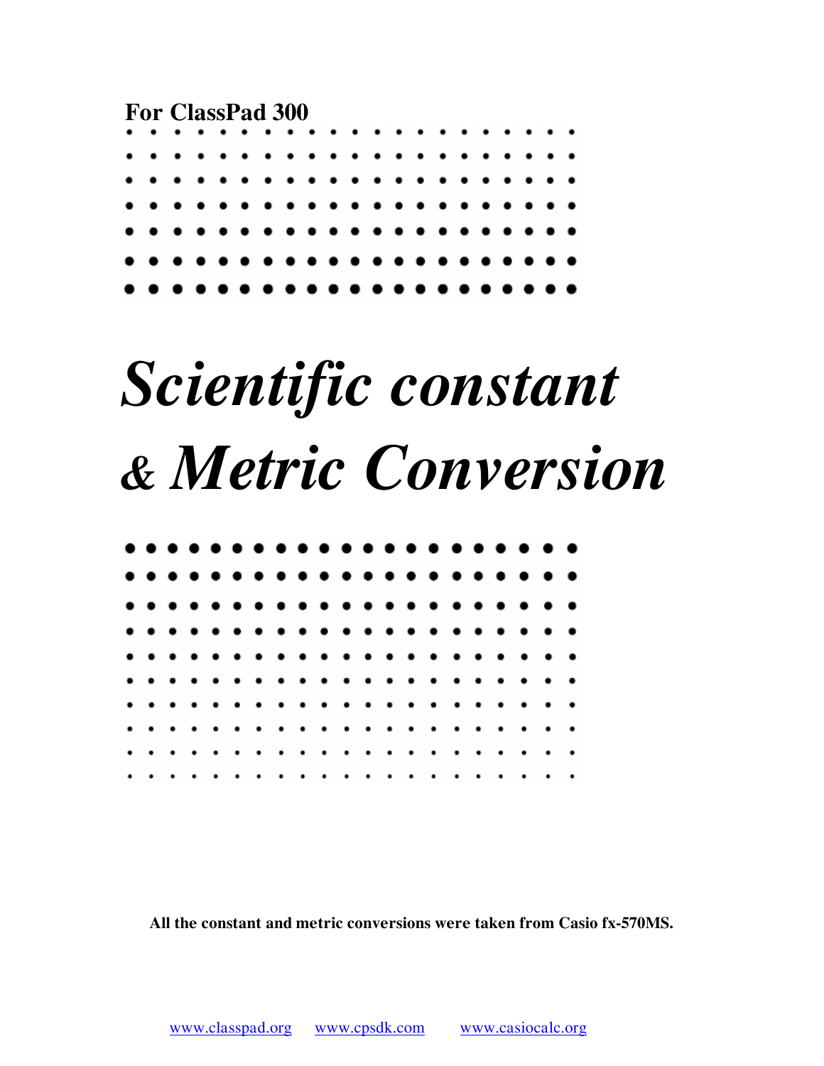**For ClassPad 300**

# *Scientific constant & Metric Conversion*

**All the constant and metric conversions were taken from Casio fx-570MS.**

www.classpad.org www.cpsdk.com www.casiocalc.org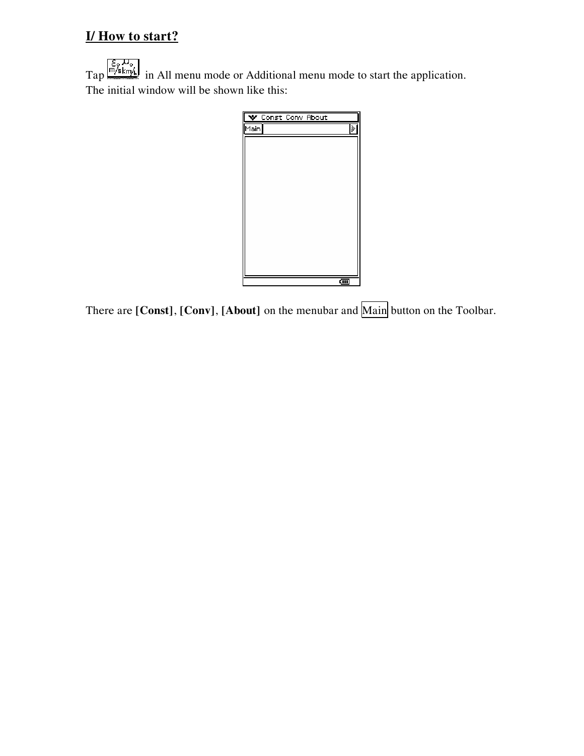## I/ How to start?

Tap in All menu mode or Additional menu mode to start the application.
The initial window will be shown like this:

There are **[Const]**, **[Conv]**, **[About]** on the menubar and Main button on the Toolbar.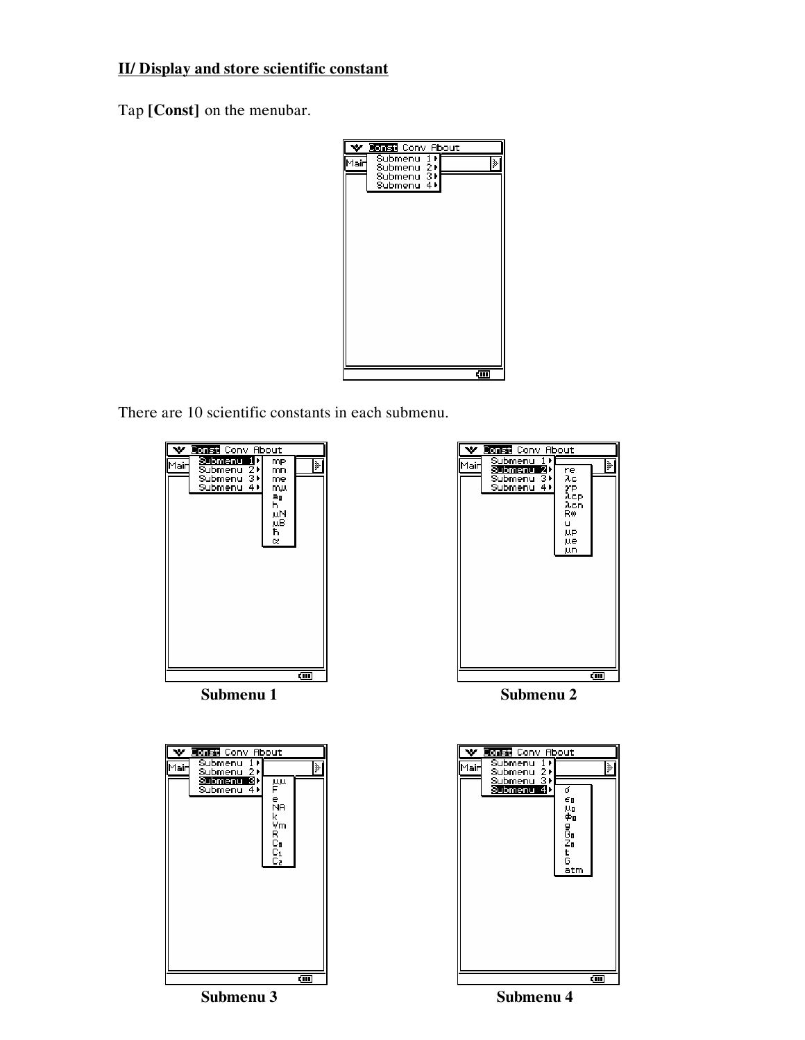**II/ Display and store scientific constant**

Tap **[Const]** on the menubar.

There are 10 scientific constants in each submenu.

**Submenu 1**

**Submenu 2**

**Submenu 3**

**Submenu 4**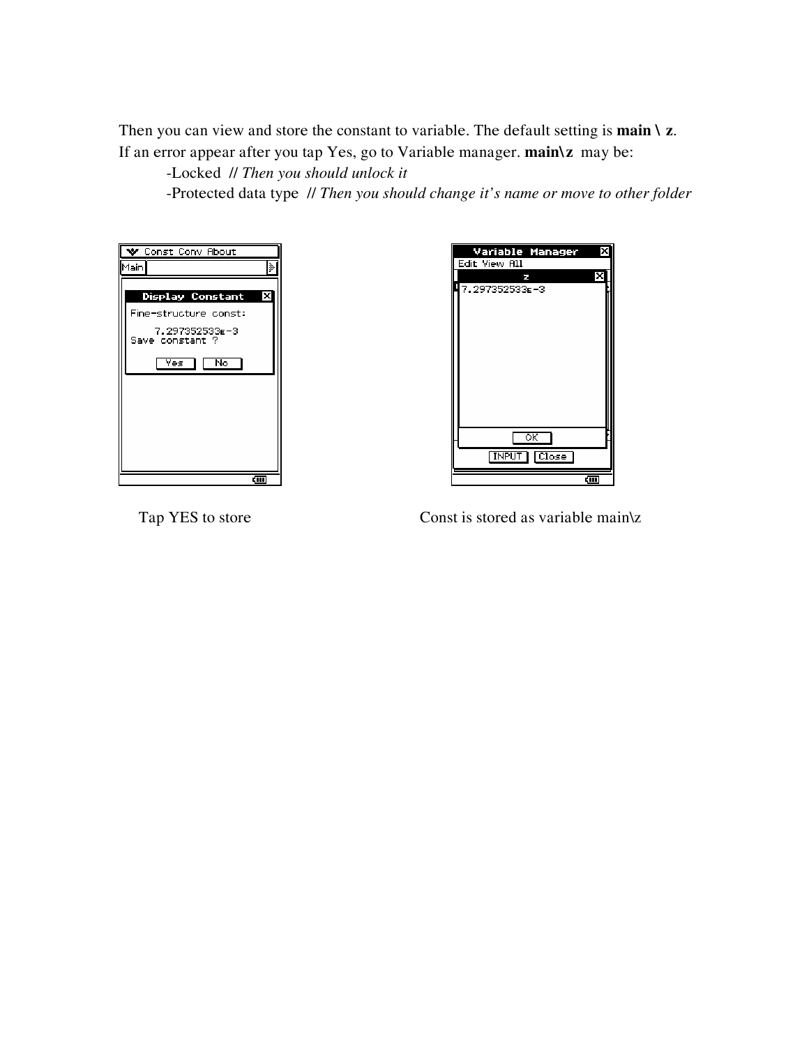Then you can view and store the constant to variable. The default setting is **main \ z**.
If an error appear after you tap Yes, go to Variable manager. **main\z** may be:

-Locked // *Then you should unlock it*

-Protected data type // *Then you should change it's name or move to other folder*

Tap YES to store

Const is stored as variable main\z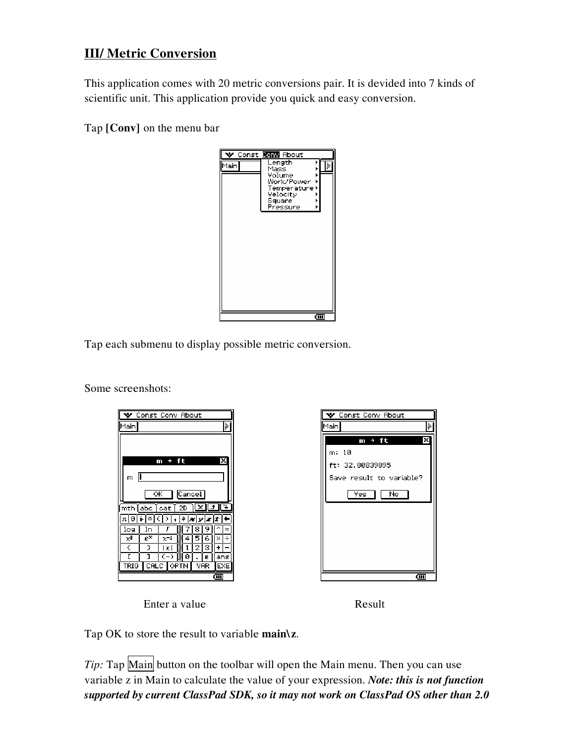## III/ Metric Conversion

This application comes with 20 metric conversions pair. It is devided into 7 kinds of scientific unit. This application provide you quick and easy conversion.

Tap **[Conv]** on the menu bar

Tap each submenu to display possible metric conversion.

Some screenshots:

Enter a value Result

Tap OK to store the result to variable **main\z**.

*Tip:* Tap Main button on the toolbar will open the Main menu. Then you can use variable z in Main to calculate the value of your expression. ***Note: this is not function supported by current ClassPad SDK, so it may not work on ClassPad OS other than 2.0***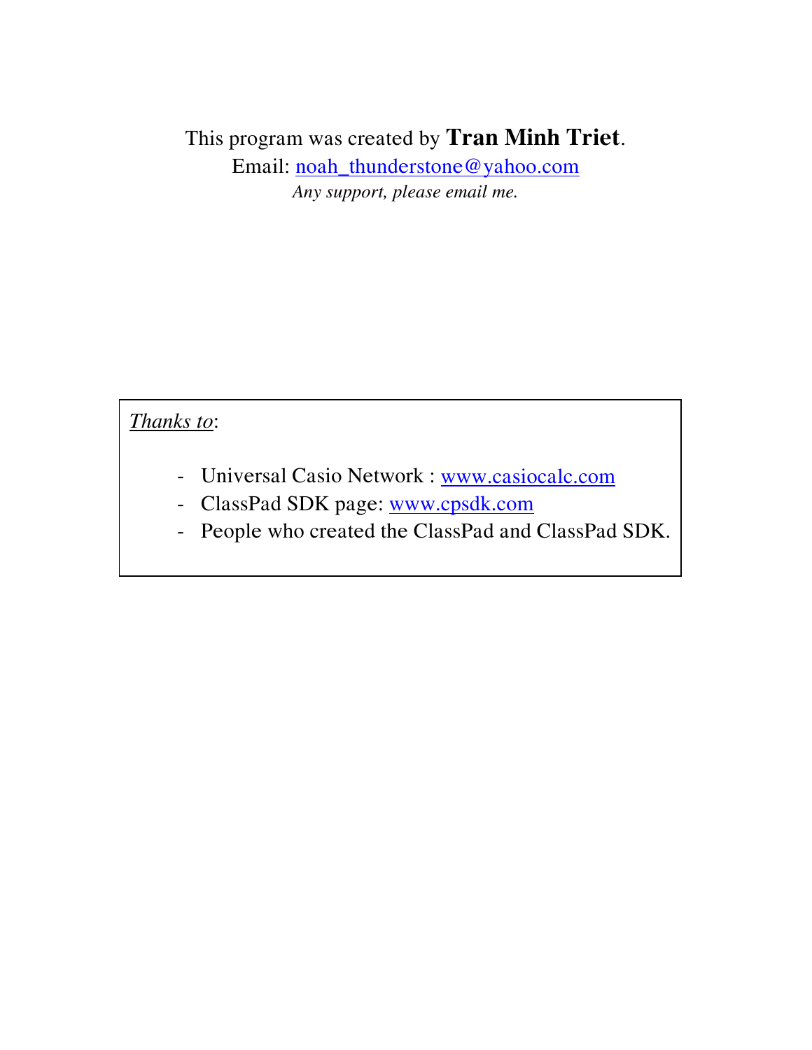This program was created by **Tran Minh Triet**.

Email: noah_thunderstone@yahoo.com

*Any support, please email me.*

*Thanks to*:

- Universal Casio Network : www.casiocalc.com
- ClassPad SDK page: www.cpsdk.com
- People who created the ClassPad and ClassPad SDK.